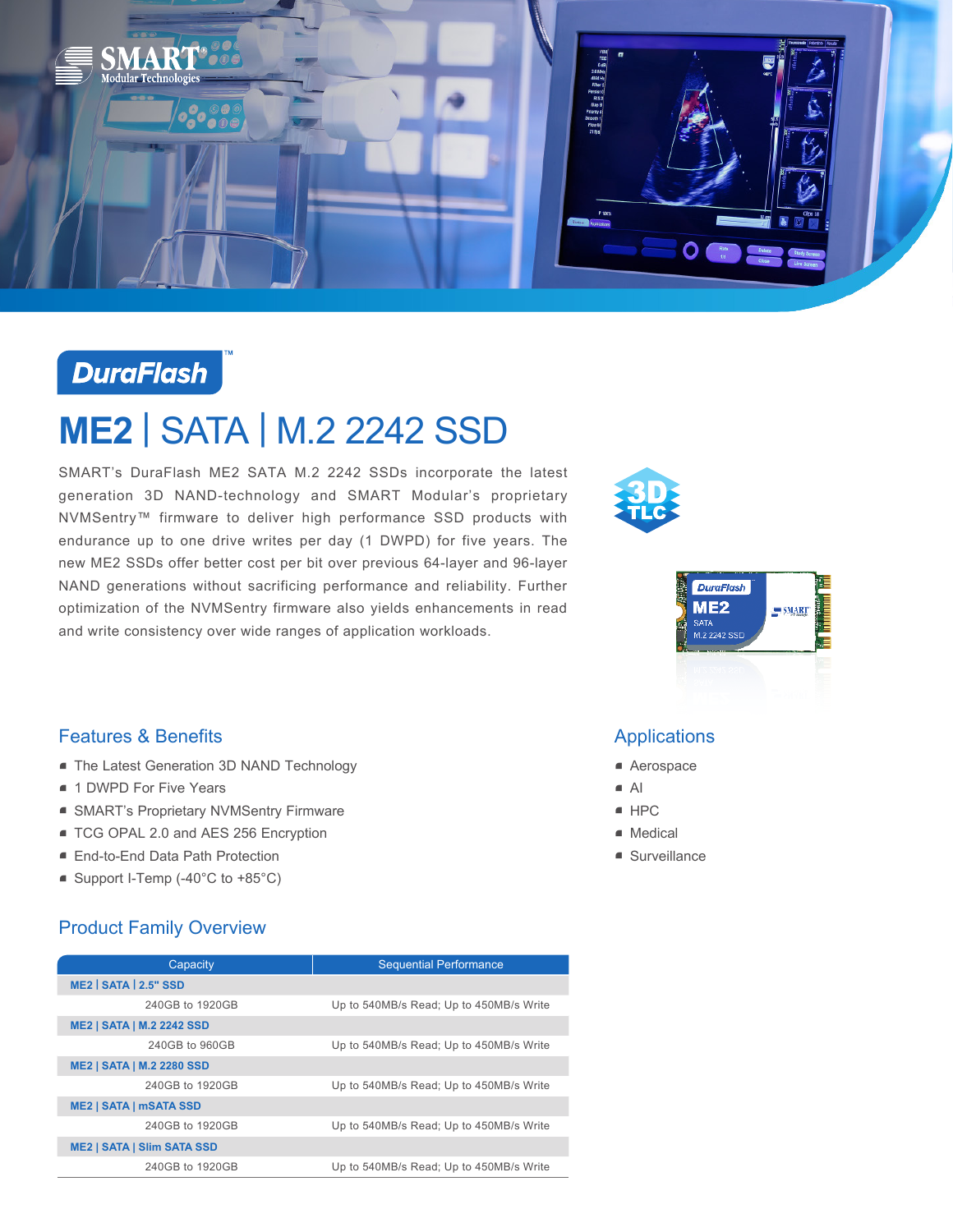DuraFlash™

# ME2 | SATA | M.2 2242 SSD

SMART's DuraFlash ME2 SATA M.2 2242 SSDs incorporate the latest generation 3D NAND-technology and SMART Modular's proprietary NVMSentry™ firmware to deliver high performance SSD products with endurance up to one drive writes per day (1 DWPD) for five years. The new ME2 SSDs offer better cost per bit over previous 64-layer and 96-layer NAND generations without sacrificing performance and reliability. Further optimization of the NVMSentry firmware also yields enhancements in read and write consistency over wide ranges of application workloads.

## Features & Benefits

- The Latest Generation 3D NAND Technology
- 1 DWPD For Five Years
- SMART's Proprietary NVMSentry Firmware
- TCG OPAL 2.0 and AES 256 Encryption
- End-to-End Data Path Protection
- Support I-Temp (-40°C to +85°C)

## Applications

- Aerospace
- AI
- HPC
- Medical
- Surveillance

## Product Family Overview

| Capacity | Sequential Performance |
|---|---|
| **ME2 \| SATA \| 2.5" SSD** | |
| 240GB to 1920GB | Up to 540MB/s Read; Up to 450MB/s Write |
| **ME2 \| SATA \| M.2 2242 SSD** | |
| 240GB to 960GB | Up to 540MB/s Read; Up to 450MB/s Write |
| **ME2 \| SATA \| M.2 2280 SSD** | |
| 240GB to 1920GB | Up to 540MB/s Read; Up to 450MB/s Write |
| **ME2 \| SATA \| mSATA SSD** | |
| 240GB to 1920GB | Up to 540MB/s Read; Up to 450MB/s Write |
| **ME2 \| SATA \| Slim SATA SSD** | |
| 240GB to 1920GB | Up to 540MB/s Read; Up to 450MB/s Write |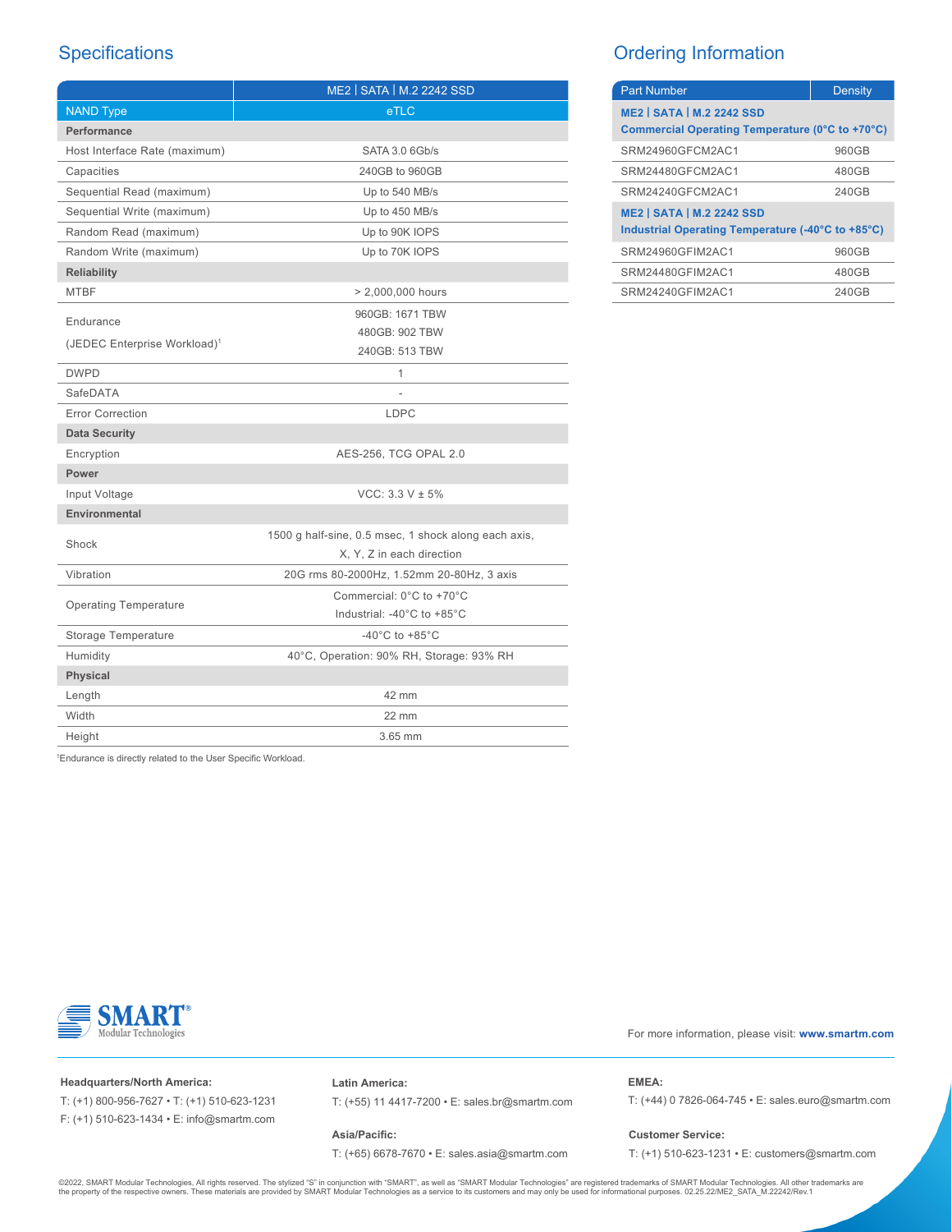## Specifications

| | ME2 \| SATA \| M.2 2242 SSD |
|---|---|
| NAND Type | eTLC |
| **Performance** | |
| Host Interface Rate (maximum) | SATA 3.0 6Gb/s |
| Capacities | 240GB to 960GB |
| Sequential Read (maximum) | Up to 540 MB/s |
| Sequential Write (maximum) | Up to 450 MB/s |
| Random Read (maximum) | Up to 90K IOPS |
| Random Write (maximum) | Up to 70K IOPS |
| **Reliability** | |
| MTBF | > 2,000,000 hours |
| Endurance (JEDEC Enterprise Workload)[1] | 960GB: 1671 TBW<br>480GB: 902 TBW<br>240GB: 513 TBW |
| DWPD | 1 |
| SafeDATA | - |
| Error Correction | LDPC |
| **Data Security** | |
| Encryption | AES-256, TCG OPAL 2.0 |
| **Power** | |
| Input Voltage | VCC: 3.3 V ± 5% |
| **Environmental** | |
| Shock | 1500 g half-sine, 0.5 msec, 1 shock along each axis, X, Y, Z in each direction |
| Vibration | 20G rms 80-2000Hz, 1.52mm 20-80Hz, 3 axis |
| Operating Temperature | Commercial: 0°C to +70°C<br>Industrial: -40°C to +85°C |
| Storage Temperature | -40°C to +85°C |
| Humidity | 40°C, Operation: 90% RH, Storage: 93% RH |
| **Physical** | |
| Length | 42 mm |
| Width | 22 mm |
| Height | 3.65 mm |

[1]Endurance is directly related to the User Specific Workload.

## Ordering Information

| Part Number | Density |
|---|---|
| **ME2 \| SATA \| M.2 2242 SSD Commercial Operating Temperature (0°C to +70°C)** | |
| SRM24960GFCM2AC1 | 960GB |
| SRM24480GFCM2AC1 | 480GB |
| SRM24240GFCM2AC1 | 240GB |
| **ME2 \| SATA \| M.2 2242 SSD Industrial Operating Temperature (-40°C to +85°C)** | |
| SRM24960GFIM2AC1 | 960GB |
| SRM24480GFIM2AC1 | 480GB |
| SRM24240GFIM2AC1 | 240GB |

SMART® Modular Technologies

For more information, please visit: **www.smartm.com**

**Headquarters/North America:**
T: (+1) 800-956-7627 • T: (+1) 510-623-1231
F: (+1) 510-623-1434 • E: info@smartm.com

**Latin America:**
T: (+55) 11 4417-7200 • E: sales.br@smartm.com

**Asia/Pacific:**
T: (+65) 6678-7670 • E: sales.asia@smartm.com

**EMEA:**
T: (+44) 0 7826-064-745 • E: sales.euro@smartm.com

**Customer Service:**
T: (+1) 510-623-1231 • E: customers@smartm.com

©2022, SMART Modular Technologies, All rights reserved. The stylized "S" in conjunction with "SMART", as well as "SMART Modular Technologies" are registered trademarks of SMART Modular Technologies. All other trademarks are the property of the respective owners. These materials are provided by SMART Modular Technologies as a service to its customers and may only be used for informational purposes. 02.25.22/ME2_SATA_M.22242/Rev.1